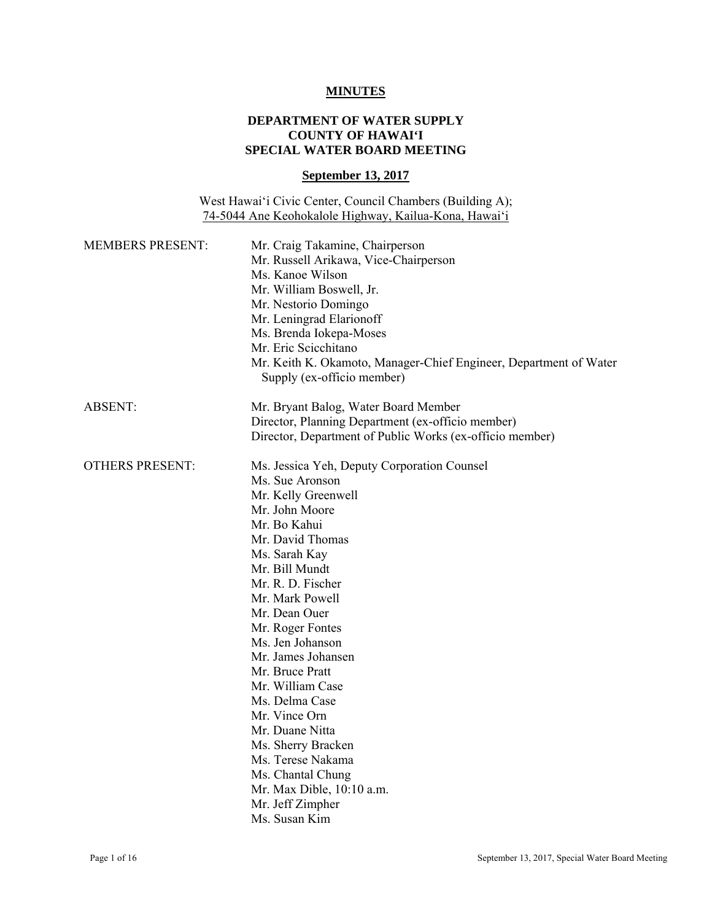**MINUTES**

**DEPARTMENT OF WATER SUPPLY**
**COUNTY OF HAWAIʻI**
**SPECIAL WATER BOARD MEETING**

**September 13, 2017**

West Hawaiʻi Civic Center, Council Chambers (Building A);
74-5044 Ane Keohokalole Highway, Kailua-Kona, Hawaiʻi

MEMBERS PRESENT:
- Mr. Craig Takamine, Chairperson
- Mr. Russell Arikawa, Vice-Chairperson
- Ms. Kanoe Wilson
- Mr. William Boswell, Jr.
- Mr. Nestorio Domingo
- Mr. Leningrad Elarionoff
- Ms. Brenda Iokepa-Moses
- Mr. Eric Scicchitano
- Mr. Keith K. Okamoto, Manager-Chief Engineer, Department of Water Supply (ex-officio member)

ABSENT:
- Mr. Bryant Balog, Water Board Member
- Director, Planning Department (ex-officio member)
- Director, Department of Public Works (ex-officio member)

OTHERS PRESENT:
- Ms. Jessica Yeh, Deputy Corporation Counsel
- Ms. Sue Aronson
- Mr. Kelly Greenwell
- Mr. John Moore
- Mr. Bo Kahui
- Mr. David Thomas
- Ms. Sarah Kay
- Mr. Bill Mundt
- Mr. R. D. Fischer
- Mr. Mark Powell
- Mr. Dean Ouer
- Mr. Roger Fontes
- Ms. Jen Johanson
- Mr. James Johansen
- Mr. Bruce Pratt
- Mr. William Case
- Ms. Delma Case
- Mr. Vince Orn
- Mr. Duane Nitta
- Ms. Sherry Bracken
- Ms. Terese Nakama
- Ms. Chantal Chung
- Mr. Max Dible, 10:10 a.m.
- Mr. Jeff Zimpher
- Ms. Susan Kim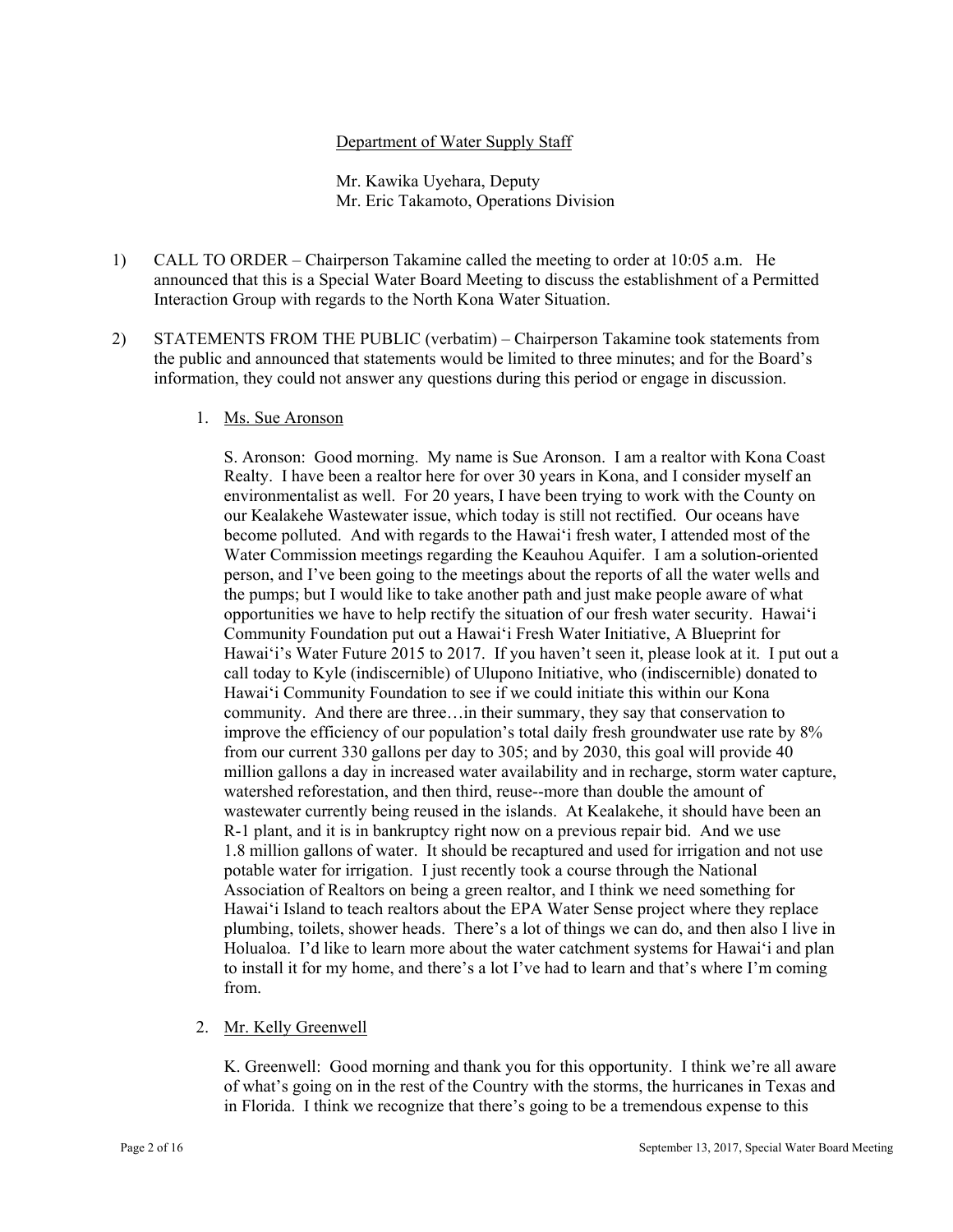Department of Water Supply Staff

Mr. Kawika Uyehara, Deputy
Mr. Eric Takamoto, Operations Division

1) CALL TO ORDER – Chairperson Takamine called the meeting to order at 10:05 a.m. He announced that this is a Special Water Board Meeting to discuss the establishment of a Permitted Interaction Group with regards to the North Kona Water Situation.

2) STATEMENTS FROM THE PUBLIC (verbatim) – Chairperson Takamine took statements from the public and announced that statements would be limited to three minutes; and for the Board's information, they could not answer any questions during this period or engage in discussion.

   1. Ms. Sue Aronson

      S. Aronson: Good morning. My name is Sue Aronson. I am a realtor with Kona Coast Realty. I have been a realtor here for over 30 years in Kona, and I consider myself an environmentalist as well. For 20 years, I have been trying to work with the County on our Kealakehe Wastewater issue, which today is still not rectified. Our oceans have become polluted. And with regards to the Hawai'i fresh water, I attended most of the Water Commission meetings regarding the Keauhou Aquifer. I am a solution-oriented person, and I've been going to the meetings about the reports of all the water wells and the pumps; but I would like to take another path and just make people aware of what opportunities we have to help rectify the situation of our fresh water security. Hawai'i Community Foundation put out a Hawai'i Fresh Water Initiative, A Blueprint for Hawai'i's Water Future 2015 to 2017. If you haven't seen it, please look at it. I put out a call today to Kyle (indiscernible) of Ulupono Initiative, who (indiscernible) donated to Hawai'i Community Foundation to see if we could initiate this within our Kona community. And there are three…in their summary, they say that conservation to improve the efficiency of our population's total daily fresh groundwater use rate by 8% from our current 330 gallons per day to 305; and by 2030, this goal will provide 40 million gallons a day in increased water availability and in recharge, storm water capture, watershed reforestation, and then third, reuse--more than double the amount of wastewater currently being reused in the islands. At Kealakehe, it should have been an R-1 plant, and it is in bankruptcy right now on a previous repair bid. And we use 1.8 million gallons of water. It should be recaptured and used for irrigation and not use potable water for irrigation. I just recently took a course through the National Association of Realtors on being a green realtor, and I think we need something for Hawai'i Island to teach realtors about the EPA Water Sense project where they replace plumbing, toilets, shower heads. There's a lot of things we can do, and then also I live in Holualoa. I'd like to learn more about the water catchment systems for Hawai'i and plan to install it for my home, and there's a lot I've had to learn and that's where I'm coming from.

   2. Mr. Kelly Greenwell

      K. Greenwell: Good morning and thank you for this opportunity. I think we're all aware of what's going on in the rest of the Country with the storms, the hurricanes in Texas and in Florida. I think we recognize that there's going to be a tremendous expense to this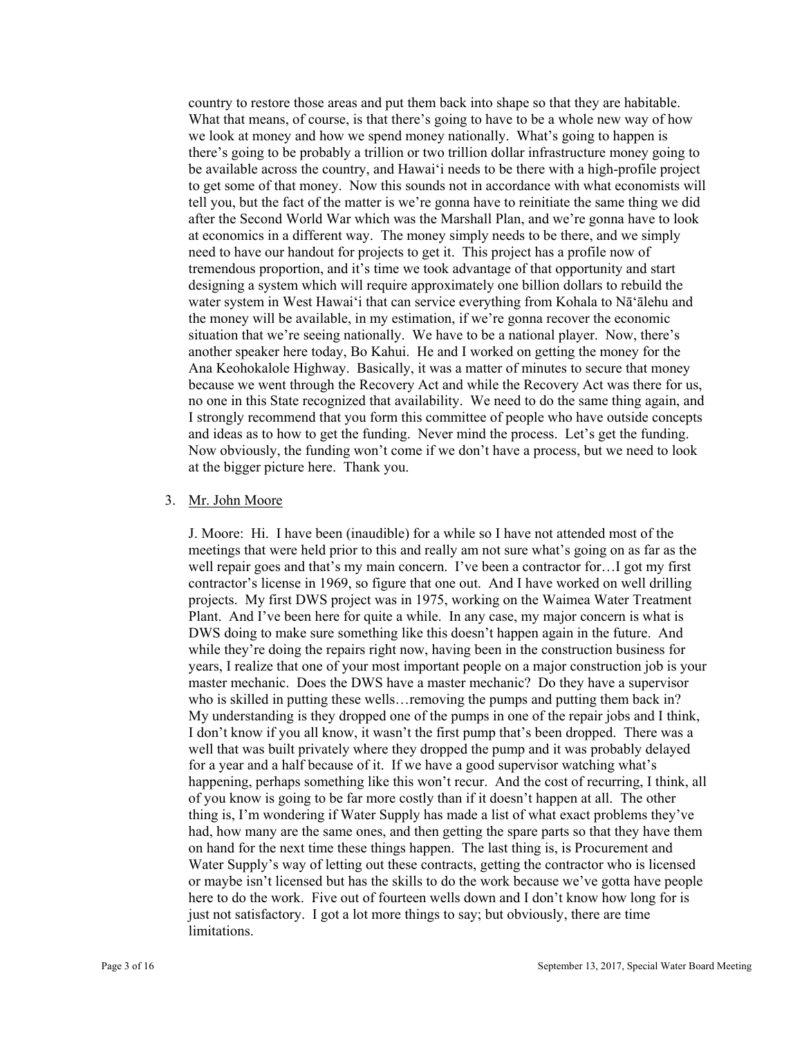country to restore those areas and put them back into shape so that they are habitable. What that means, of course, is that there's going to have to be a whole new way of how we look at money and how we spend money nationally. What's going to happen is there's going to be probably a trillion or two trillion dollar infrastructure money going to be available across the country, and Hawai'i needs to be there with a high-profile project to get some of that money. Now this sounds not in accordance with what economists will tell you, but the fact of the matter is we're gonna have to reinitiate the same thing we did after the Second World War which was the Marshall Plan, and we're gonna have to look at economics in a different way. The money simply needs to be there, and we simply need to have our handout for projects to get it. This project has a profile now of tremendous proportion, and it's time we took advantage of that opportunity and start designing a system which will require approximately one billion dollars to rebuild the water system in West Hawai'i that can service everything from Kohala to Nā'ālehu and the money will be available, in my estimation, if we're gonna recover the economic situation that we're seeing nationally. We have to be a national player. Now, there's another speaker here today, Bo Kahui. He and I worked on getting the money for the Ana Keohokalole Highway. Basically, it was a matter of minutes to secure that money because we went through the Recovery Act and while the Recovery Act was there for us, no one in this State recognized that availability. We need to do the same thing again, and I strongly recommend that you form this committee of people who have outside concepts and ideas as to how to get the funding. Never mind the process. Let's get the funding. Now obviously, the funding won't come if we don't have a process, but we need to look at the bigger picture here. Thank you.

3. Mr. John Moore

J. Moore: Hi. I have been (inaudible) for a while so I have not attended most of the meetings that were held prior to this and really am not sure what's going on as far as the well repair goes and that's my main concern. I've been a contractor for…I got my first contractor's license in 1969, so figure that one out. And I have worked on well drilling projects. My first DWS project was in 1975, working on the Waimea Water Treatment Plant. And I've been here for quite a while. In any case, my major concern is what is DWS doing to make sure something like this doesn't happen again in the future. And while they're doing the repairs right now, having been in the construction business for years, I realize that one of your most important people on a major construction job is your master mechanic. Does the DWS have a master mechanic? Do they have a supervisor who is skilled in putting these wells…removing the pumps and putting them back in? My understanding is they dropped one of the pumps in one of the repair jobs and I think, I don't know if you all know, it wasn't the first pump that's been dropped. There was a well that was built privately where they dropped the pump and it was probably delayed for a year and a half because of it. If we have a good supervisor watching what's happening, perhaps something like this won't recur. And the cost of recurring, I think, all of you know is going to be far more costly than if it doesn't happen at all. The other thing is, I'm wondering if Water Supply has made a list of what exact problems they've had, how many are the same ones, and then getting the spare parts so that they have them on hand for the next time these things happen. The last thing is, is Procurement and Water Supply's way of letting out these contracts, getting the contractor who is licensed or maybe isn't licensed but has the skills to do the work because we've gotta have people here to do the work. Five out of fourteen wells down and I don't know how long for is just not satisfactory. I got a lot more things to say; but obviously, there are time limitations.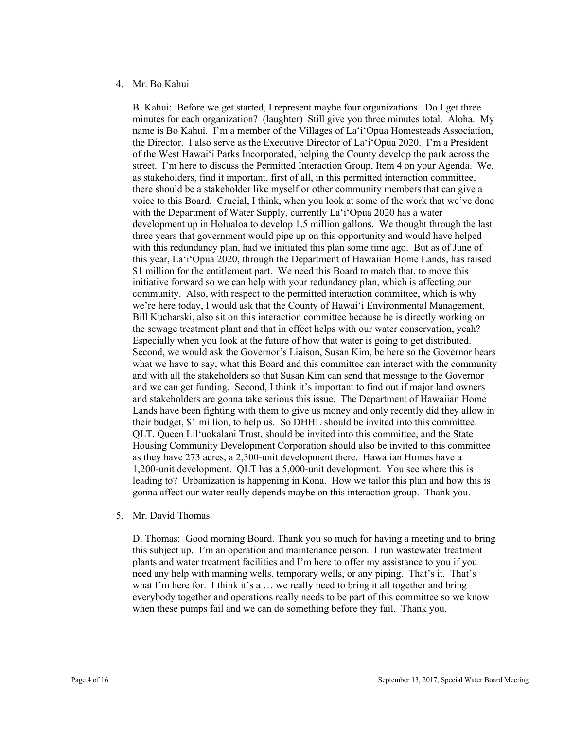4. Mr. Bo Kahui

   B. Kahui: Before we get started, I represent maybe four organizations. Do I get three minutes for each organization? (laughter) Still give you three minutes total. Aloha. My name is Bo Kahui. I'm a member of the Villages of La'i'Opua Homesteads Association, the Director. I also serve as the Executive Director of La'i'Opua 2020. I'm a President of the West Hawai'i Parks Incorporated, helping the County develop the park across the street. I'm here to discuss the Permitted Interaction Group, Item 4 on your Agenda. We, as stakeholders, find it important, first of all, in this permitted interaction committee, there should be a stakeholder like myself or other community members that can give a voice to this Board. Crucial, I think, when you look at some of the work that we've done with the Department of Water Supply, currently La'i'Opua 2020 has a water development up in Holualoa to develop 1.5 million gallons. We thought through the last three years that government would pipe up on this opportunity and would have helped with this redundancy plan, had we initiated this plan some time ago. But as of June of this year, La'i'Opua 2020, through the Department of Hawaiian Home Lands, has raised \$1 million for the entitlement part. We need this Board to match that, to move this initiative forward so we can help with your redundancy plan, which is affecting our community. Also, with respect to the permitted interaction committee, which is why we're here today, I would ask that the County of Hawai'i Environmental Management, Bill Kucharski, also sit on this interaction committee because he is directly working on the sewage treatment plant and that in effect helps with our water conservation, yeah? Especially when you look at the future of how that water is going to get distributed. Second, we would ask the Governor's Liaison, Susan Kim, be here so the Governor hears what we have to say, what this Board and this committee can interact with the community and with all the stakeholders so that Susan Kim can send that message to the Governor and we can get funding. Second, I think it's important to find out if major land owners and stakeholders are gonna take serious this issue. The Department of Hawaiian Home Lands have been fighting with them to give us money and only recently did they allow in their budget, \$1 million, to help us. So DHHL should be invited into this committee. QLT, Queen Lil'uokalani Trust, should be invited into this committee, and the State Housing Community Development Corporation should also be invited to this committee as they have 273 acres, a 2,300-unit development there. Hawaiian Homes have a 1,200-unit development. QLT has a 5,000-unit development. You see where this is leading to? Urbanization is happening in Kona. How we tailor this plan and how this is gonna affect our water really depends maybe on this interaction group. Thank you.

5. Mr. David Thomas

   D. Thomas: Good morning Board. Thank you so much for having a meeting and to bring this subject up. I'm an operation and maintenance person. I run wastewater treatment plants and water treatment facilities and I'm here to offer my assistance to you if you need any help with manning wells, temporary wells, or any piping. That's it. That's what I'm here for. I think it's a … we really need to bring it all together and bring everybody together and operations really needs to be part of this committee so we know when these pumps fail and we can do something before they fail. Thank you.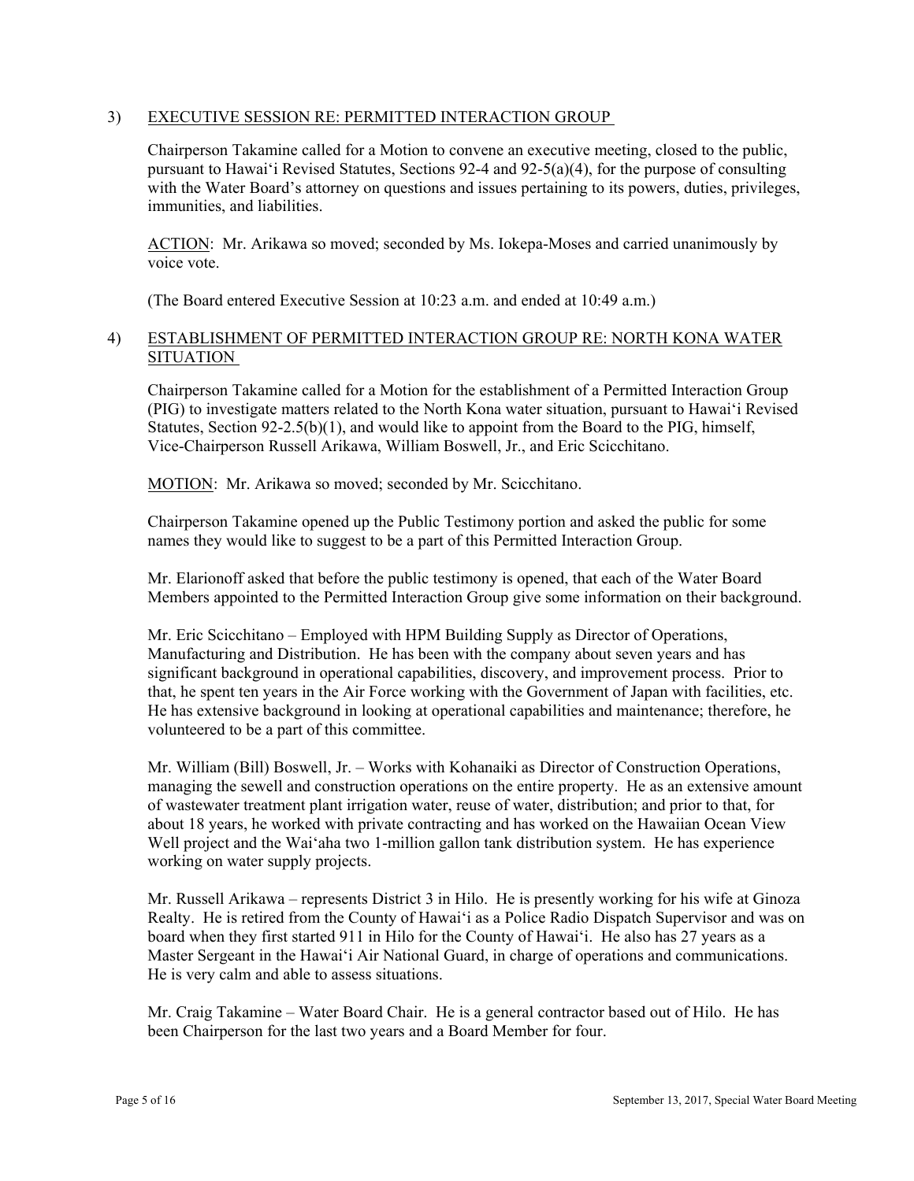3) <u>EXECUTIVE SESSION RE: PERMITTED INTERACTION GROUP</u>

Chairperson Takamine called for a Motion to convene an executive meeting, closed to the public, pursuant to Hawai'i Revised Statutes, Sections 92-4 and 92-5(a)(4), for the purpose of consulting with the Water Board's attorney on questions and issues pertaining to its powers, duties, privileges, immunities, and liabilities.

<u>ACTION</u>: Mr. Arikawa so moved; seconded by Ms. Iokepa-Moses and carried unanimously by voice vote.

(The Board entered Executive Session at 10:23 a.m. and ended at 10:49 a.m.)

4) <u>ESTABLISHMENT OF PERMITTED INTERACTION GROUP RE: NORTH KONA WATER SITUATION</u>

Chairperson Takamine called for a Motion for the establishment of a Permitted Interaction Group (PIG) to investigate matters related to the North Kona water situation, pursuant to Hawai'i Revised Statutes, Section 92-2.5(b)(1), and would like to appoint from the Board to the PIG, himself, Vice-Chairperson Russell Arikawa, William Boswell, Jr., and Eric Scicchitano.

<u>MOTION</u>: Mr. Arikawa so moved; seconded by Mr. Scicchitano.

Chairperson Takamine opened up the Public Testimony portion and asked the public for some names they would like to suggest to be a part of this Permitted Interaction Group.

Mr. Elarionoff asked that before the public testimony is opened, that each of the Water Board Members appointed to the Permitted Interaction Group give some information on their background.

Mr. Eric Scicchitano – Employed with HPM Building Supply as Director of Operations, Manufacturing and Distribution. He has been with the company about seven years and has significant background in operational capabilities, discovery, and improvement process. Prior to that, he spent ten years in the Air Force working with the Government of Japan with facilities, etc. He has extensive background in looking at operational capabilities and maintenance; therefore, he volunteered to be a part of this committee.

Mr. William (Bill) Boswell, Jr. – Works with Kohanaiki as Director of Construction Operations, managing the sewell and construction operations on the entire property. He as an extensive amount of wastewater treatment plant irrigation water, reuse of water, distribution; and prior to that, for about 18 years, he worked with private contracting and has worked on the Hawaiian Ocean View Well project and the Wai'aha two 1-million gallon tank distribution system. He has experience working on water supply projects.

Mr. Russell Arikawa – represents District 3 in Hilo. He is presently working for his wife at Ginoza Realty. He is retired from the County of Hawai'i as a Police Radio Dispatch Supervisor and was on board when they first started 911 in Hilo for the County of Hawai'i. He also has 27 years as a Master Sergeant in the Hawai'i Air National Guard, in charge of operations and communications. He is very calm and able to assess situations.

Mr. Craig Takamine – Water Board Chair. He is a general contractor based out of Hilo. He has been Chairperson for the last two years and a Board Member for four.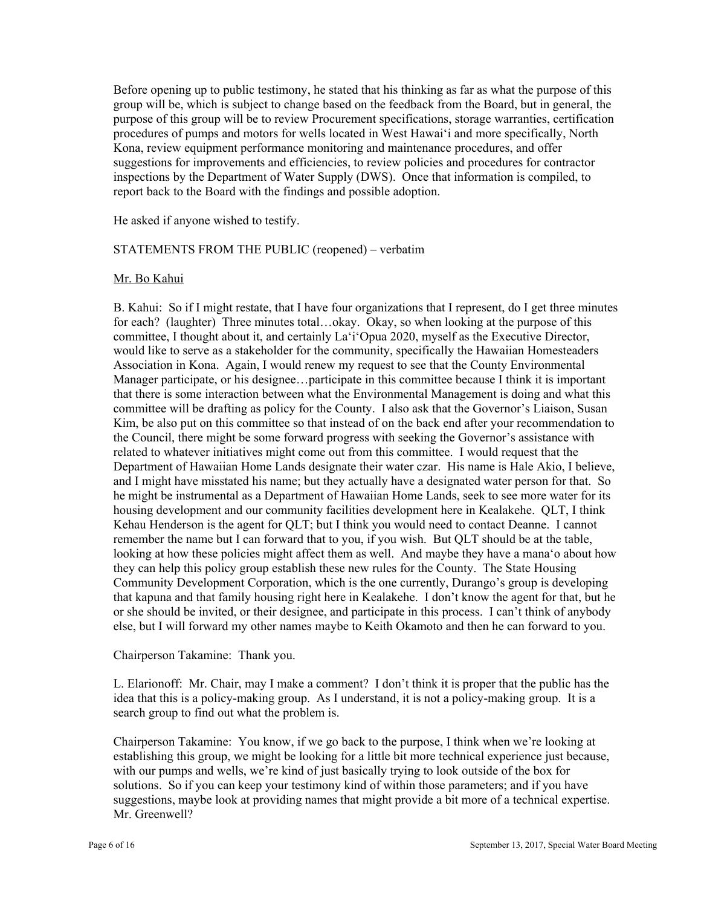Before opening up to public testimony, he stated that his thinking as far as what the purpose of this group will be, which is subject to change based on the feedback from the Board, but in general, the purpose of this group will be to review Procurement specifications, storage warranties, certification procedures of pumps and motors for wells located in West Hawai'i and more specifically, North Kona, review equipment performance monitoring and maintenance procedures, and offer suggestions for improvements and efficiencies, to review policies and procedures for contractor inspections by the Department of Water Supply (DWS). Once that information is compiled, to report back to the Board with the findings and possible adoption.

He asked if anyone wished to testify.

STATEMENTS FROM THE PUBLIC (reopened) – verbatim

Mr. Bo Kahui

B. Kahui: So if I might restate, that I have four organizations that I represent, do I get three minutes for each? (laughter) Three minutes total…okay. Okay, so when looking at the purpose of this committee, I thought about it, and certainly La'i'Opua 2020, myself as the Executive Director, would like to serve as a stakeholder for the community, specifically the Hawaiian Homesteaders Association in Kona. Again, I would renew my request to see that the County Environmental Manager participate, or his designee…participate in this committee because I think it is important that there is some interaction between what the Environmental Management is doing and what this committee will be drafting as policy for the County. I also ask that the Governor's Liaison, Susan Kim, be also put on this committee so that instead of on the back end after your recommendation to the Council, there might be some forward progress with seeking the Governor's assistance with related to whatever initiatives might come out from this committee. I would request that the Department of Hawaiian Home Lands designate their water czar. His name is Hale Akio, I believe, and I might have misstated his name; but they actually have a designated water person for that. So he might be instrumental as a Department of Hawaiian Home Lands, seek to see more water for its housing development and our community facilities development here in Kealakehe. QLT, I think Kehau Henderson is the agent for QLT; but I think you would need to contact Deanne. I cannot remember the name but I can forward that to you, if you wish. But QLT should be at the table, looking at how these policies might affect them as well. And maybe they have a mana'o about how they can help this policy group establish these new rules for the County. The State Housing Community Development Corporation, which is the one currently, Durango's group is developing that kapuna and that family housing right here in Kealakehe. I don't know the agent for that, but he or she should be invited, or their designee, and participate in this process. I can't think of anybody else, but I will forward my other names maybe to Keith Okamoto and then he can forward to you.

Chairperson Takamine: Thank you.

L. Elarionoff: Mr. Chair, may I make a comment? I don't think it is proper that the public has the idea that this is a policy-making group. As I understand, it is not a policy-making group. It is a search group to find out what the problem is.

Chairperson Takamine: You know, if we go back to the purpose, I think when we're looking at establishing this group, we might be looking for a little bit more technical experience just because, with our pumps and wells, we're kind of just basically trying to look outside of the box for solutions. So if you can keep your testimony kind of within those parameters; and if you have suggestions, maybe look at providing names that might provide a bit more of a technical expertise. Mr. Greenwell?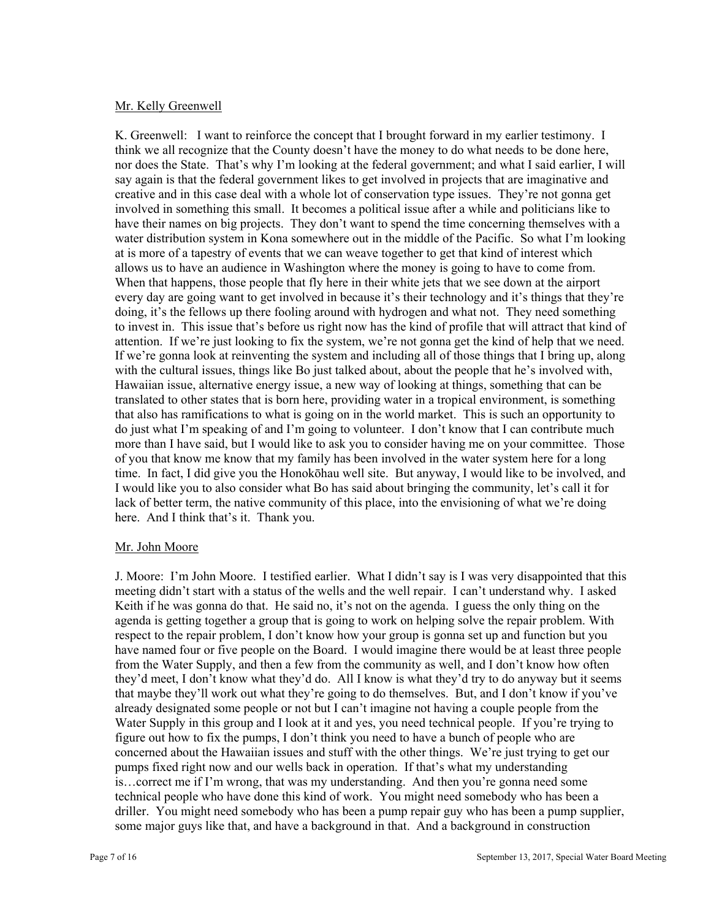Mr. Kelly Greenwell

K. Greenwell: I want to reinforce the concept that I brought forward in my earlier testimony. I think we all recognize that the County doesn't have the money to do what needs to be done here, nor does the State. That's why I'm looking at the federal government; and what I said earlier, I will say again is that the federal government likes to get involved in projects that are imaginative and creative and in this case deal with a whole lot of conservation type issues. They're not gonna get involved in something this small. It becomes a political issue after a while and politicians like to have their names on big projects. They don't want to spend the time concerning themselves with a water distribution system in Kona somewhere out in the middle of the Pacific. So what I'm looking at is more of a tapestry of events that we can weave together to get that kind of interest which allows us to have an audience in Washington where the money is going to have to come from. When that happens, those people that fly here in their white jets that we see down at the airport every day are going want to get involved in because it's their technology and it's things that they're doing, it's the fellows up there fooling around with hydrogen and what not. They need something to invest in. This issue that's before us right now has the kind of profile that will attract that kind of attention. If we're just looking to fix the system, we're not gonna get the kind of help that we need. If we're gonna look at reinventing the system and including all of those things that I bring up, along with the cultural issues, things like Bo just talked about, about the people that he's involved with, Hawaiian issue, alternative energy issue, a new way of looking at things, something that can be translated to other states that is born here, providing water in a tropical environment, is something that also has ramifications to what is going on in the world market. This is such an opportunity to do just what I'm speaking of and I'm going to volunteer. I don't know that I can contribute much more than I have said, but I would like to ask you to consider having me on your committee. Those of you that know me know that my family has been involved in the water system here for a long time. In fact, I did give you the Honokōhau well site. But anyway, I would like to be involved, and I would like you to also consider what Bo has said about bringing the community, let's call it for lack of better term, the native community of this place, into the envisioning of what we're doing here. And I think that's it. Thank you.

Mr. John Moore

J. Moore: I'm John Moore. I testified earlier. What I didn't say is I was very disappointed that this meeting didn't start with a status of the wells and the well repair. I can't understand why. I asked Keith if he was gonna do that. He said no, it's not on the agenda. I guess the only thing on the agenda is getting together a group that is going to work on helping solve the repair problem. With respect to the repair problem, I don't know how your group is gonna set up and function but you have named four or five people on the Board. I would imagine there would be at least three people from the Water Supply, and then a few from the community as well, and I don't know how often they'd meet, I don't know what they'd do. All I know is what they'd try to do anyway but it seems that maybe they'll work out what they're going to do themselves. But, and I don't know if you've already designated some people or not but I can't imagine not having a couple people from the Water Supply in this group and I look at it and yes, you need technical people. If you're trying to figure out how to fix the pumps, I don't think you need to have a bunch of people who are concerned about the Hawaiian issues and stuff with the other things. We're just trying to get our pumps fixed right now and our wells back in operation. If that's what my understanding is…correct me if I'm wrong, that was my understanding. And then you're gonna need some technical people who have done this kind of work. You might need somebody who has been a driller. You might need somebody who has been a pump repair guy who has been a pump supplier, some major guys like that, and have a background in that. And a background in construction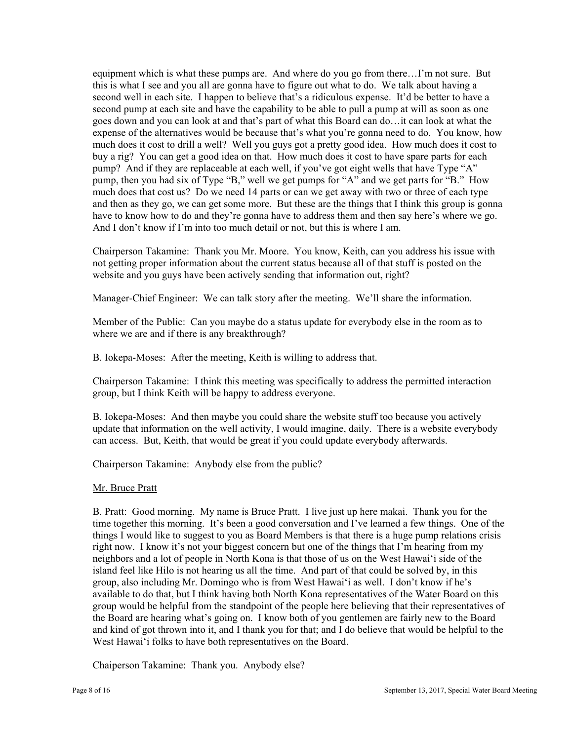equipment which is what these pumps are. And where do you go from there…I'm not sure. But this is what I see and you all are gonna have to figure out what to do. We talk about having a second well in each site. I happen to believe that's a ridiculous expense. It'd be better to have a second pump at each site and have the capability to be able to pull a pump at will as soon as one goes down and you can look at and that's part of what this Board can do…it can look at what the expense of the alternatives would be because that's what you're gonna need to do. You know, how much does it cost to drill a well? Well you guys got a pretty good idea. How much does it cost to buy a rig? You can get a good idea on that. How much does it cost to have spare parts for each pump? And if they are replaceable at each well, if you've got eight wells that have Type "A" pump, then you had six of Type "B," well we get pumps for "A" and we get parts for "B." How much does that cost us? Do we need 14 parts or can we get away with two or three of each type and then as they go, we can get some more. But these are the things that I think this group is gonna have to know how to do and they're gonna have to address them and then say here's where we go. And I don't know if I'm into too much detail or not, but this is where I am.

Chairperson Takamine: Thank you Mr. Moore. You know, Keith, can you address his issue with not getting proper information about the current status because all of that stuff is posted on the website and you guys have been actively sending that information out, right?

Manager-Chief Engineer: We can talk story after the meeting. We'll share the information.

Member of the Public: Can you maybe do a status update for everybody else in the room as to where we are and if there is any breakthrough?

B. Iokepa-Moses: After the meeting, Keith is willing to address that.

Chairperson Takamine: I think this meeting was specifically to address the permitted interaction group, but I think Keith will be happy to address everyone.

B. Iokepa-Moses: And then maybe you could share the website stuff too because you actively update that information on the well activity, I would imagine, daily. There is a website everybody can access. But, Keith, that would be great if you could update everybody afterwards.

Chairperson Takamine: Anybody else from the public?

Mr. Bruce Pratt

B. Pratt: Good morning. My name is Bruce Pratt. I live just up here makai. Thank you for the time together this morning. It's been a good conversation and I've learned a few things. One of the things I would like to suggest to you as Board Members is that there is a huge pump relations crisis right now. I know it's not your biggest concern but one of the things that I'm hearing from my neighbors and a lot of people in North Kona is that those of us on the West Hawaiʻi side of the island feel like Hilo is not hearing us all the time. And part of that could be solved by, in this group, also including Mr. Domingo who is from West Hawaiʻi as well. I don't know if he's available to do that, but I think having both North Kona representatives of the Water Board on this group would be helpful from the standpoint of the people here believing that their representatives of the Board are hearing what's going on. I know both of you gentlemen are fairly new to the Board and kind of got thrown into it, and I thank you for that; and I do believe that would be helpful to the West Hawaiʻi folks to have both representatives on the Board.

Chaiperson Takamine: Thank you. Anybody else?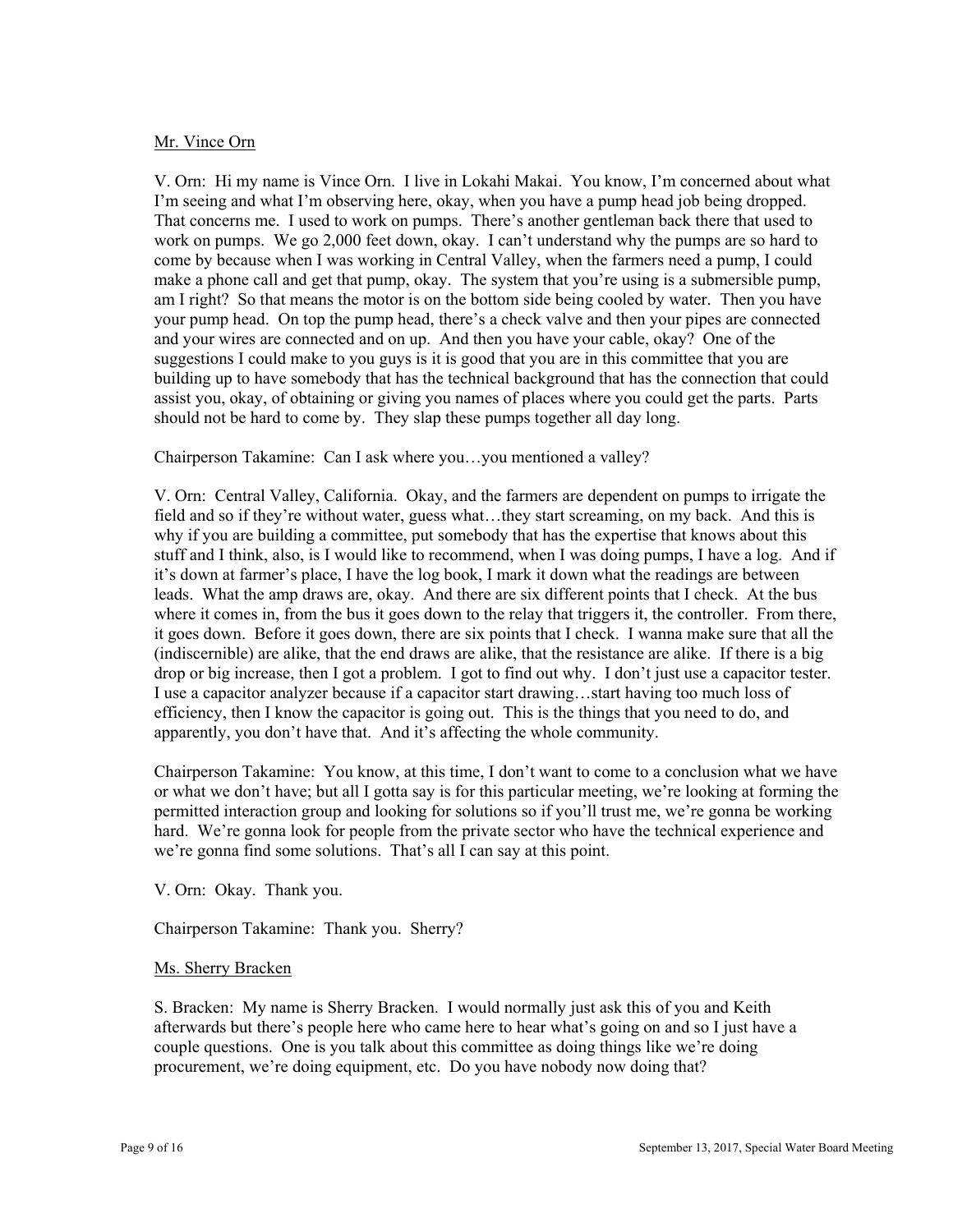Mr. Vince Orn

V. Orn: Hi my name is Vince Orn. I live in Lokahi Makai. You know, I'm concerned about what I'm seeing and what I'm observing here, okay, when you have a pump head job being dropped. That concerns me. I used to work on pumps. There's another gentleman back there that used to work on pumps. We go 2,000 feet down, okay. I can't understand why the pumps are so hard to come by because when I was working in Central Valley, when the farmers need a pump, I could make a phone call and get that pump, okay. The system that you're using is a submersible pump, am I right? So that means the motor is on the bottom side being cooled by water. Then you have your pump head. On top the pump head, there's a check valve and then your pipes are connected and your wires are connected and on up. And then you have your cable, okay? One of the suggestions I could make to you guys is it is good that you are in this committee that you are building up to have somebody that has the technical background that has the connection that could assist you, okay, of obtaining or giving you names of places where you could get the parts. Parts should not be hard to come by. They slap these pumps together all day long.

Chairperson Takamine: Can I ask where you…you mentioned a valley?

V. Orn: Central Valley, California. Okay, and the farmers are dependent on pumps to irrigate the field and so if they're without water, guess what…they start screaming, on my back. And this is why if you are building a committee, put somebody that has the expertise that knows about this stuff and I think, also, is I would like to recommend, when I was doing pumps, I have a log. And if it's down at farmer's place, I have the log book, I mark it down what the readings are between leads. What the amp draws are, okay. And there are six different points that I check. At the bus where it comes in, from the bus it goes down to the relay that triggers it, the controller. From there, it goes down. Before it goes down, there are six points that I check. I wanna make sure that all the (indiscernible) are alike, that the end draws are alike, that the resistance are alike. If there is a big drop or big increase, then I got a problem. I got to find out why. I don't just use a capacitor tester. I use a capacitor analyzer because if a capacitor start drawing…start having too much loss of efficiency, then I know the capacitor is going out. This is the things that you need to do, and apparently, you don't have that. And it's affecting the whole community.

Chairperson Takamine: You know, at this time, I don't want to come to a conclusion what we have or what we don't have; but all I gotta say is for this particular meeting, we're looking at forming the permitted interaction group and looking for solutions so if you'll trust me, we're gonna be working hard. We're gonna look for people from the private sector who have the technical experience and we're gonna find some solutions. That's all I can say at this point.

V. Orn: Okay. Thank you.

Chairperson Takamine: Thank you. Sherry?

Ms. Sherry Bracken

S. Bracken: My name is Sherry Bracken. I would normally just ask this of you and Keith afterwards but there's people here who came here to hear what's going on and so I just have a couple questions. One is you talk about this committee as doing things like we're doing procurement, we're doing equipment, etc. Do you have nobody now doing that?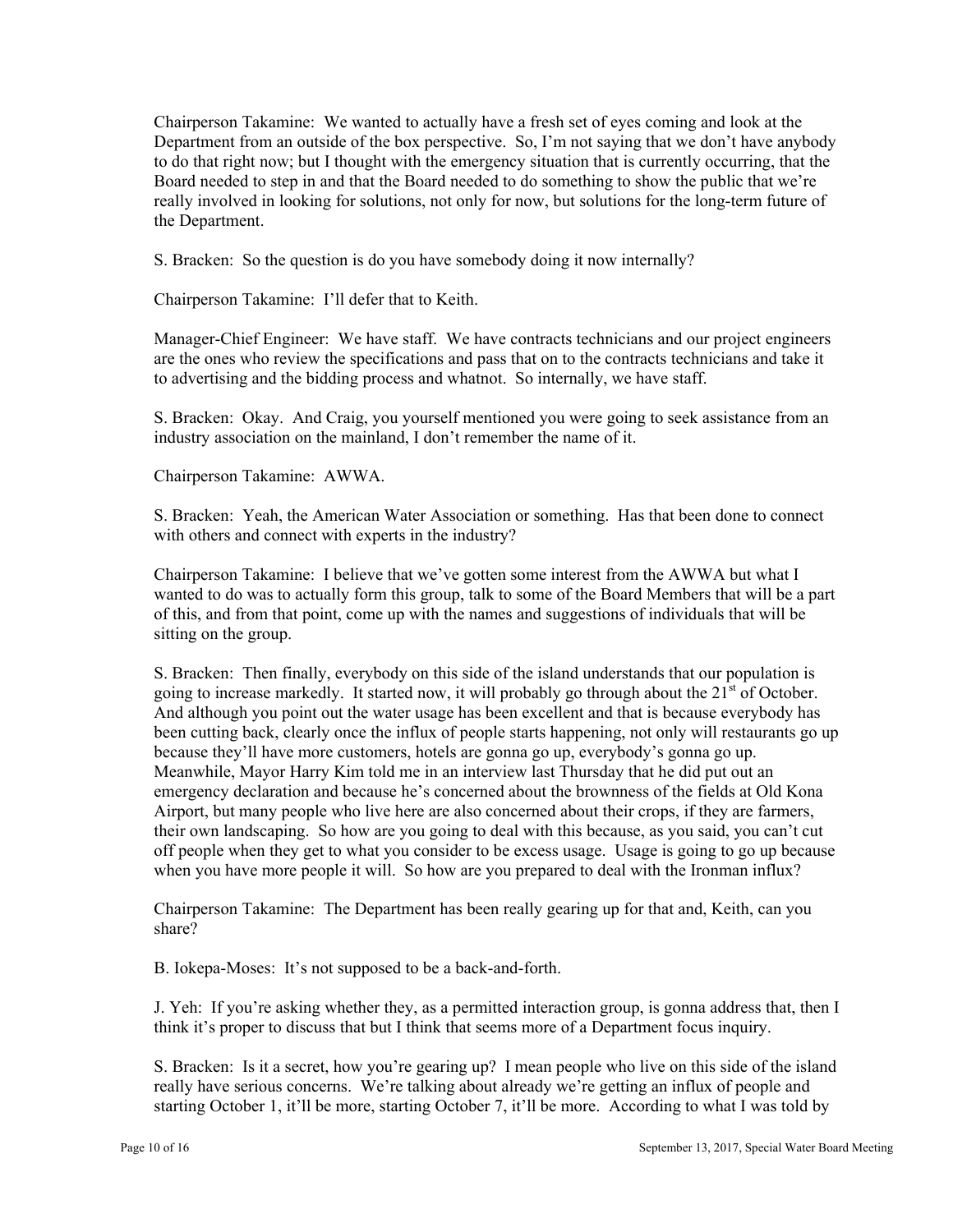Chairperson Takamine: We wanted to actually have a fresh set of eyes coming and look at the Department from an outside of the box perspective. So, I'm not saying that we don't have anybody to do that right now; but I thought with the emergency situation that is currently occurring, that the Board needed to step in and that the Board needed to do something to show the public that we're really involved in looking for solutions, not only for now, but solutions for the long-term future of the Department.

S. Bracken: So the question is do you have somebody doing it now internally?

Chairperson Takamine: I'll defer that to Keith.

Manager-Chief Engineer: We have staff. We have contracts technicians and our project engineers are the ones who review the specifications and pass that on to the contracts technicians and take it to advertising and the bidding process and whatnot. So internally, we have staff.

S. Bracken: Okay. And Craig, you yourself mentioned you were going to seek assistance from an industry association on the mainland, I don't remember the name of it.

Chairperson Takamine: AWWA.

S. Bracken: Yeah, the American Water Association or something. Has that been done to connect with others and connect with experts in the industry?

Chairperson Takamine: I believe that we've gotten some interest from the AWWA but what I wanted to do was to actually form this group, talk to some of the Board Members that will be a part of this, and from that point, come up with the names and suggestions of individuals that will be sitting on the group.

S. Bracken: Then finally, everybody on this side of the island understands that our population is going to increase markedly. It started now, it will probably go through about the 21st of October. And although you point out the water usage has been excellent and that is because everybody has been cutting back, clearly once the influx of people starts happening, not only will restaurants go up because they'll have more customers, hotels are gonna go up, everybody's gonna go up. Meanwhile, Mayor Harry Kim told me in an interview last Thursday that he did put out an emergency declaration and because he's concerned about the brownness of the fields at Old Kona Airport, but many people who live here are also concerned about their crops, if they are farmers, their own landscaping. So how are you going to deal with this because, as you said, you can't cut off people when they get to what you consider to be excess usage. Usage is going to go up because when you have more people it will. So how are you prepared to deal with the Ironman influx?

Chairperson Takamine: The Department has been really gearing up for that and, Keith, can you share?

B. Iokepa-Moses: It's not supposed to be a back-and-forth.

J. Yeh: If you're asking whether they, as a permitted interaction group, is gonna address that, then I think it's proper to discuss that but I think that seems more of a Department focus inquiry.

S. Bracken: Is it a secret, how you're gearing up? I mean people who live on this side of the island really have serious concerns. We're talking about already we're getting an influx of people and starting October 1, it'll be more, starting October 7, it'll be more. According to what I was told by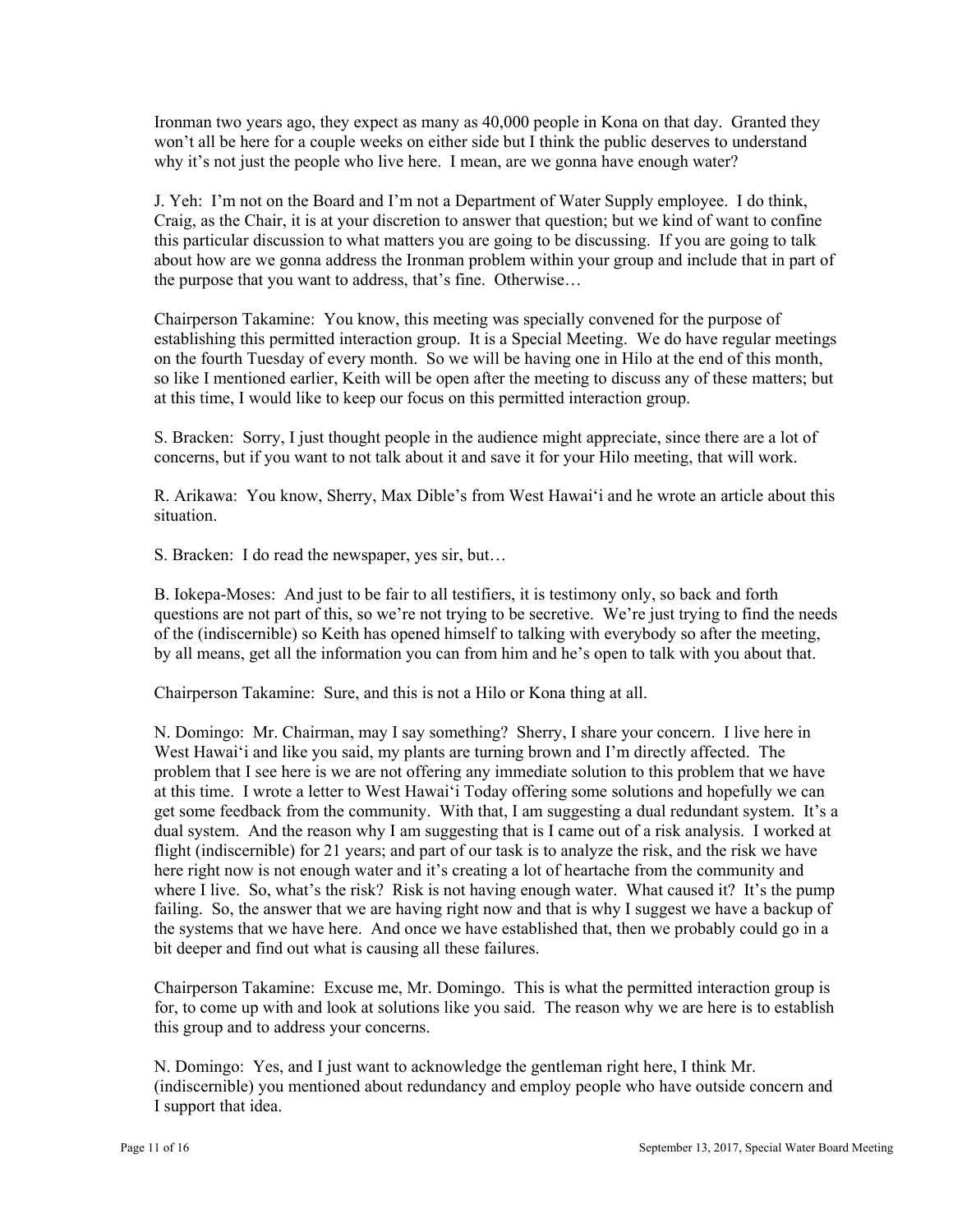Ironman two years ago, they expect as many as 40,000 people in Kona on that day. Granted they won't all be here for a couple weeks on either side but I think the public deserves to understand why it's not just the people who live here. I mean, are we gonna have enough water?

J. Yeh: I'm not on the Board and I'm not a Department of Water Supply employee. I do think, Craig, as the Chair, it is at your discretion to answer that question; but we kind of want to confine this particular discussion to what matters you are going to be discussing. If you are going to talk about how are we gonna address the Ironman problem within your group and include that in part of the purpose that you want to address, that's fine. Otherwise…

Chairperson Takamine: You know, this meeting was specially convened for the purpose of establishing this permitted interaction group. It is a Special Meeting. We do have regular meetings on the fourth Tuesday of every month. So we will be having one in Hilo at the end of this month, so like I mentioned earlier, Keith will be open after the meeting to discuss any of these matters; but at this time, I would like to keep our focus on this permitted interaction group.

S. Bracken: Sorry, I just thought people in the audience might appreciate, since there are a lot of concerns, but if you want to not talk about it and save it for your Hilo meeting, that will work.

R. Arikawa: You know, Sherry, Max Dible's from West Hawai'i and he wrote an article about this situation.

S. Bracken: I do read the newspaper, yes sir, but…

B. Iokepa-Moses: And just to be fair to all testifiers, it is testimony only, so back and forth questions are not part of this, so we're not trying to be secretive. We're just trying to find the needs of the (indiscernible) so Keith has opened himself to talking with everybody so after the meeting, by all means, get all the information you can from him and he's open to talk with you about that.

Chairperson Takamine: Sure, and this is not a Hilo or Kona thing at all.

N. Domingo: Mr. Chairman, may I say something? Sherry, I share your concern. I live here in West Hawai'i and like you said, my plants are turning brown and I'm directly affected. The problem that I see here is we are not offering any immediate solution to this problem that we have at this time. I wrote a letter to West Hawai'i Today offering some solutions and hopefully we can get some feedback from the community. With that, I am suggesting a dual redundant system. It's a dual system. And the reason why I am suggesting that is I came out of a risk analysis. I worked at flight (indiscernible) for 21 years; and part of our task is to analyze the risk, and the risk we have here right now is not enough water and it's creating a lot of heartache from the community and where I live. So, what's the risk? Risk is not having enough water. What caused it? It's the pump failing. So, the answer that we are having right now and that is why I suggest we have a backup of the systems that we have here. And once we have established that, then we probably could go in a bit deeper and find out what is causing all these failures.

Chairperson Takamine: Excuse me, Mr. Domingo. This is what the permitted interaction group is for, to come up with and look at solutions like you said. The reason why we are here is to establish this group and to address your concerns.

N. Domingo: Yes, and I just want to acknowledge the gentleman right here, I think Mr. (indiscernible) you mentioned about redundancy and employ people who have outside concern and I support that idea.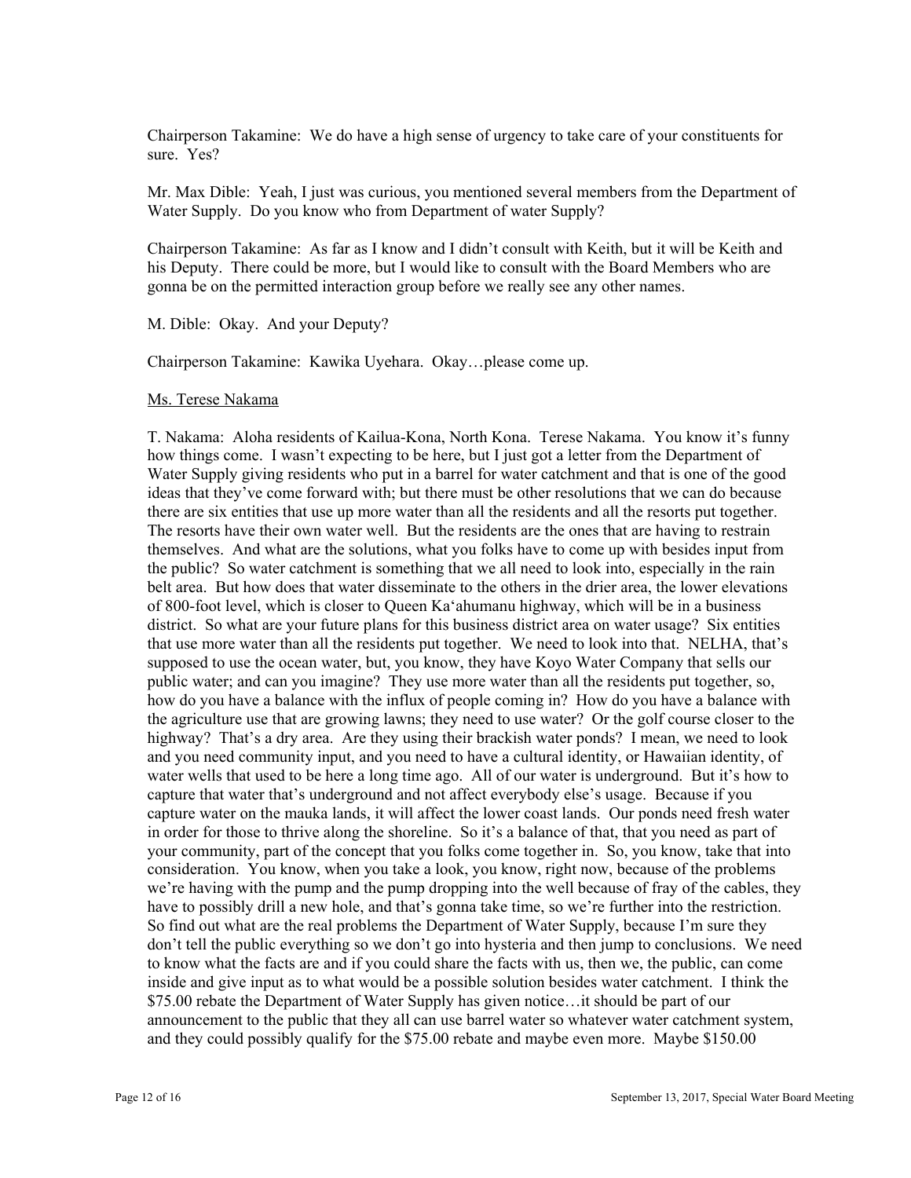Chairperson Takamine: We do have a high sense of urgency to take care of your constituents for sure. Yes?

Mr. Max Dible: Yeah, I just was curious, you mentioned several members from the Department of Water Supply. Do you know who from Department of water Supply?

Chairperson Takamine: As far as I know and I didn't consult with Keith, but it will be Keith and his Deputy. There could be more, but I would like to consult with the Board Members who are gonna be on the permitted interaction group before we really see any other names.

M. Dible: Okay. And your Deputy?

Chairperson Takamine: Kawika Uyehara. Okay…please come up.

<u>Ms. Terese Nakama</u>

T. Nakama: Aloha residents of Kailua-Kona, North Kona. Terese Nakama. You know it's funny how things come. I wasn't expecting to be here, but I just got a letter from the Department of Water Supply giving residents who put in a barrel for water catchment and that is one of the good ideas that they've come forward with; but there must be other resolutions that we can do because there are six entities that use up more water than all the residents and all the resorts put together. The resorts have their own water well. But the residents are the ones that are having to restrain themselves. And what are the solutions, what you folks have to come up with besides input from the public? So water catchment is something that we all need to look into, especially in the rain belt area. But how does that water disseminate to the others in the drier area, the lower elevations of 800-foot level, which is closer to Queen Ka'ahumanu highway, which will be in a business district. So what are your future plans for this business district area on water usage? Six entities that use more water than all the residents put together. We need to look into that. NELHA, that's supposed to use the ocean water, but, you know, they have Koyo Water Company that sells our public water; and can you imagine? They use more water than all the residents put together, so, how do you have a balance with the influx of people coming in? How do you have a balance with the agriculture use that are growing lawns; they need to use water? Or the golf course closer to the highway? That's a dry area. Are they using their brackish water ponds? I mean, we need to look and you need community input, and you need to have a cultural identity, or Hawaiian identity, of water wells that used to be here a long time ago. All of our water is underground. But it's how to capture that water that's underground and not affect everybody else's usage. Because if you capture water on the mauka lands, it will affect the lower coast lands. Our ponds need fresh water in order for those to thrive along the shoreline. So it's a balance of that, that you need as part of your community, part of the concept that you folks come together in. So, you know, take that into consideration. You know, when you take a look, you know, right now, because of the problems we're having with the pump and the pump dropping into the well because of fray of the cables, they have to possibly drill a new hole, and that's gonna take time, so we're further into the restriction. So find out what are the real problems the Department of Water Supply, because I'm sure they don't tell the public everything so we don't go into hysteria and then jump to conclusions. We need to know what the facts are and if you could share the facts with us, then we, the public, can come inside and give input as to what would be a possible solution besides water catchment. I think the $75.00 rebate the Department of Water Supply has given notice…it should be part of our announcement to the public that they all can use barrel water so whatever water catchment system, and they could possibly qualify for the $75.00 rebate and maybe even more. Maybe $150.00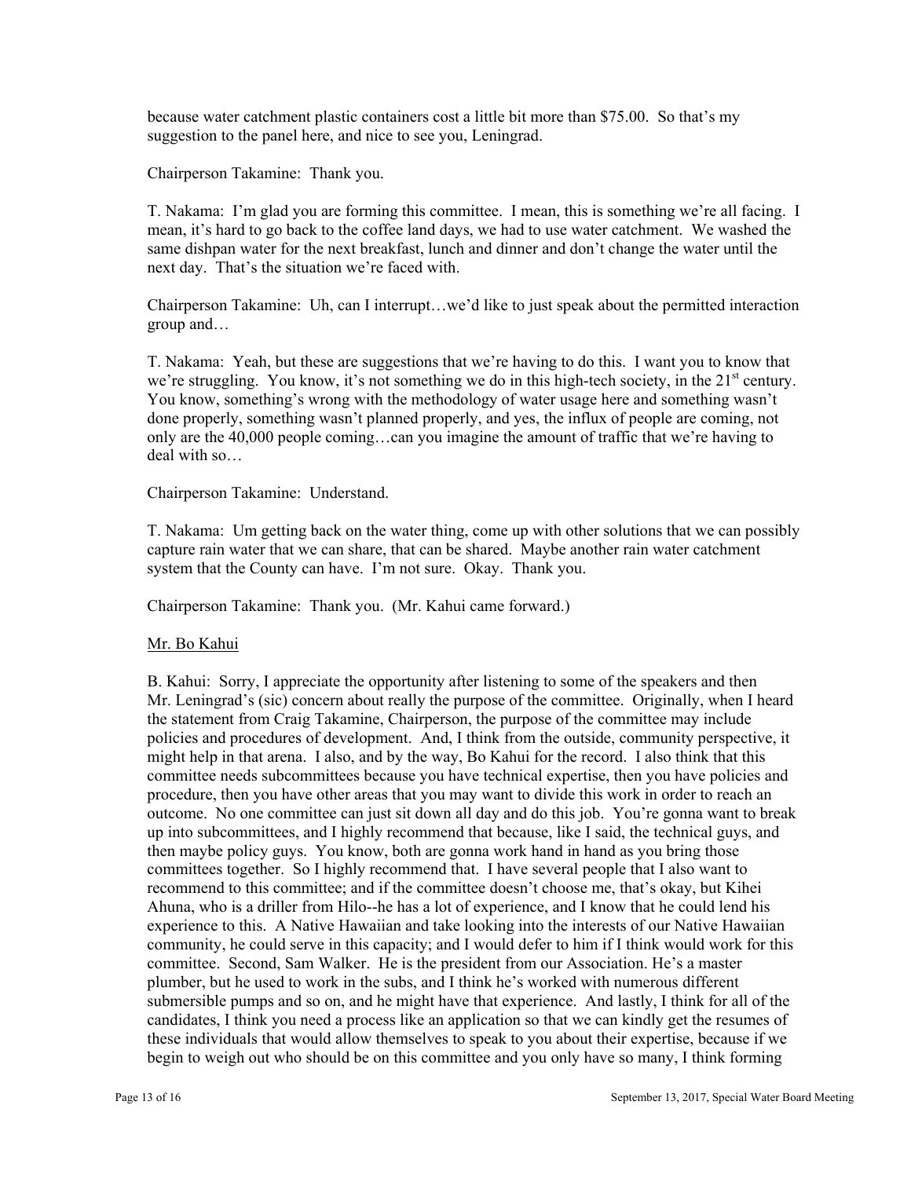because water catchment plastic containers cost a little bit more than $75.00. So that's my suggestion to the panel here, and nice to see you, Leningrad.

Chairperson Takamine: Thank you.

T. Nakama: I'm glad you are forming this committee. I mean, this is something we're all facing. I mean, it's hard to go back to the coffee land days, we had to use water catchment. We washed the same dishpan water for the next breakfast, lunch and dinner and don't change the water until the next day. That's the situation we're faced with.

Chairperson Takamine: Uh, can I interrupt…we'd like to just speak about the permitted interaction group and…

T. Nakama: Yeah, but these are suggestions that we're having to do this. I want you to know that we're struggling. You know, it's not something we do in this high-tech society, in the 21st century. You know, something's wrong with the methodology of water usage here and something wasn't done properly, something wasn't planned properly, and yes, the influx of people are coming, not only are the 40,000 people coming…can you imagine the amount of traffic that we're having to deal with so…

Chairperson Takamine: Understand.

T. Nakama: Um getting back on the water thing, come up with other solutions that we can possibly capture rain water that we can share, that can be shared. Maybe another rain water catchment system that the County can have. I'm not sure. Okay. Thank you.

Chairperson Takamine: Thank you. (Mr. Kahui came forward.)

<u>Mr. Bo Kahui</u>

B. Kahui: Sorry, I appreciate the opportunity after listening to some of the speakers and then Mr. Leningrad's (sic) concern about really the purpose of the committee. Originally, when I heard the statement from Craig Takamine, Chairperson, the purpose of the committee may include policies and procedures of development. And, I think from the outside, community perspective, it might help in that arena. I also, and by the way, Bo Kahui for the record. I also think that this committee needs subcommittees because you have technical expertise, then you have policies and procedure, then you have other areas that you may want to divide this work in order to reach an outcome. No one committee can just sit down all day and do this job. You're gonna want to break up into subcommittees, and I highly recommend that because, like I said, the technical guys, and then maybe policy guys. You know, both are gonna work hand in hand as you bring those committees together. So I highly recommend that. I have several people that I also want to recommend to this committee; and if the committee doesn't choose me, that's okay, but Kihei Ahuna, who is a driller from Hilo--he has a lot of experience, and I know that he could lend his experience to this. A Native Hawaiian and take looking into the interests of our Native Hawaiian community, he could serve in this capacity; and I would defer to him if I think would work for this committee. Second, Sam Walker. He is the president from our Association. He's a master plumber, but he used to work in the subs, and I think he's worked with numerous different submersible pumps and so on, and he might have that experience. And lastly, I think for all of the candidates, I think you need a process like an application so that we can kindly get the resumes of these individuals that would allow themselves to speak to you about their expertise, because if we begin to weigh out who should be on this committee and you only have so many, I think forming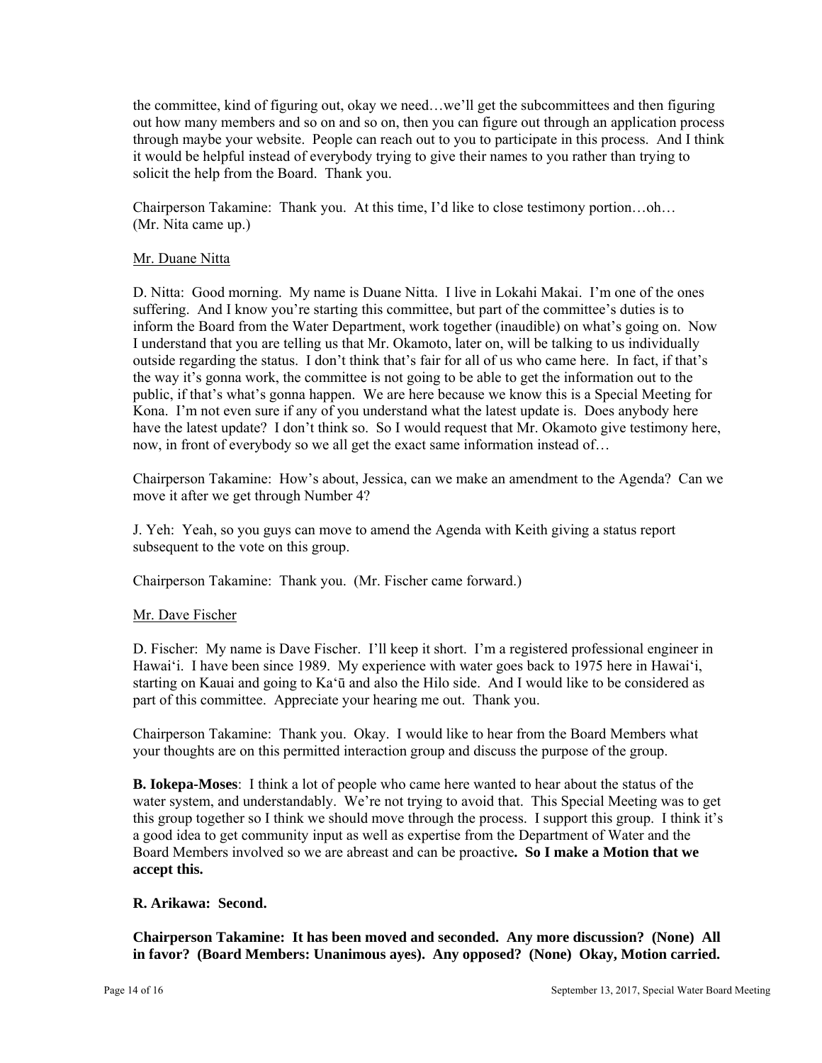the committee, kind of figuring out, okay we need…we'll get the subcommittees and then figuring out how many members and so on and so on, then you can figure out through an application process through maybe your website. People can reach out to you to participate in this process. And I think it would be helpful instead of everybody trying to give their names to you rather than trying to solicit the help from the Board. Thank you.

Chairperson Takamine: Thank you. At this time, I'd like to close testimony portion…oh… (Mr. Nita came up.)

Mr. Duane Nitta

D. Nitta: Good morning. My name is Duane Nitta. I live in Lokahi Makai. I'm one of the ones suffering. And I know you're starting this committee, but part of the committee's duties is to inform the Board from the Water Department, work together (inaudible) on what's going on. Now I understand that you are telling us that Mr. Okamoto, later on, will be talking to us individually outside regarding the status. I don't think that's fair for all of us who came here. In fact, if that's the way it's gonna work, the committee is not going to be able to get the information out to the public, if that's what's gonna happen. We are here because we know this is a Special Meeting for Kona. I'm not even sure if any of you understand what the latest update is. Does anybody here have the latest update? I don't think so. So I would request that Mr. Okamoto give testimony here, now, in front of everybody so we all get the exact same information instead of…

Chairperson Takamine: How's about, Jessica, can we make an amendment to the Agenda? Can we move it after we get through Number 4?

J. Yeh: Yeah, so you guys can move to amend the Agenda with Keith giving a status report subsequent to the vote on this group.

Chairperson Takamine: Thank you. (Mr. Fischer came forward.)

Mr. Dave Fischer

D. Fischer: My name is Dave Fischer. I'll keep it short. I'm a registered professional engineer in Hawai'i. I have been since 1989. My experience with water goes back to 1975 here in Hawai'i, starting on Kauai and going to Ka'ū and also the Hilo side. And I would like to be considered as part of this committee. Appreciate your hearing me out. Thank you.

Chairperson Takamine: Thank you. Okay. I would like to hear from the Board Members what your thoughts are on this permitted interaction group and discuss the purpose of the group.

**B. Iokepa-Moses**: I think a lot of people who came here wanted to hear about the status of the water system, and understandably. We're not trying to avoid that. This Special Meeting was to get this group together so I think we should move through the process. I support this group. I think it's a good idea to get community input as well as expertise from the Department of Water and the Board Members involved so we are abreast and can be proactive**. So I make a Motion that we accept this.**

**R. Arikawa: Second.**

**Chairperson Takamine: It has been moved and seconded. Any more discussion? (None) All in favor? (Board Members: Unanimous ayes). Any opposed? (None) Okay, Motion carried.**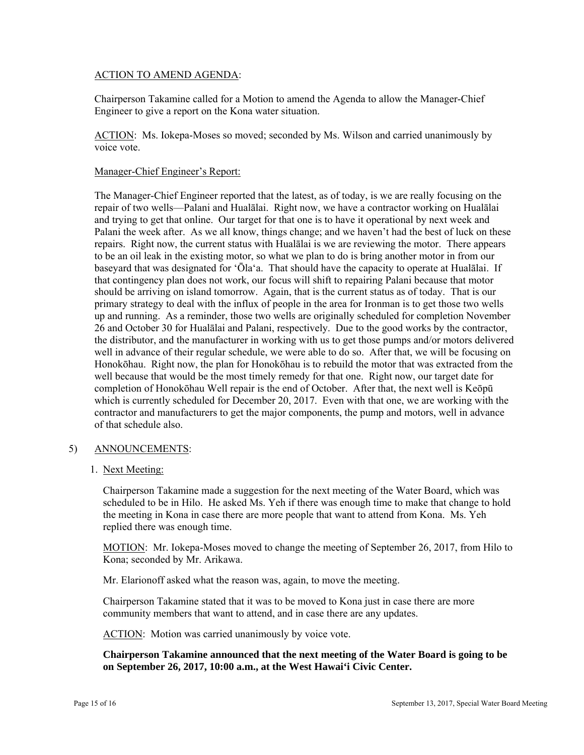ACTION TO AMEND AGENDA:

Chairperson Takamine called for a Motion to amend the Agenda to allow the Manager-Chief Engineer to give a report on the Kona water situation.

ACTION: Ms. Iokepa-Moses so moved; seconded by Ms. Wilson and carried unanimously by voice vote.

Manager-Chief Engineer's Report:

The Manager-Chief Engineer reported that the latest, as of today, is we are really focusing on the repair of two wells—Palani and Hualālai. Right now, we have a contractor working on Hualālai and trying to get that online. Our target for that one is to have it operational by next week and Palani the week after. As we all know, things change; and we haven't had the best of luck on these repairs. Right now, the current status with Hualālai is we are reviewing the motor. There appears to be an oil leak in the existing motor, so what we plan to do is bring another motor in from our baseyard that was designated for ʻŌlaʻa. That should have the capacity to operate at Hualālai. If that contingency plan does not work, our focus will shift to repairing Palani because that motor should be arriving on island tomorrow. Again, that is the current status as of today. That is our primary strategy to deal with the influx of people in the area for Ironman is to get those two wells up and running. As a reminder, those two wells are originally scheduled for completion November 26 and October 30 for Hualālai and Palani, respectively. Due to the good works by the contractor, the distributor, and the manufacturer in working with us to get those pumps and/or motors delivered well in advance of their regular schedule, we were able to do so. After that, we will be focusing on Honokōhau. Right now, the plan for Honokōhau is to rebuild the motor that was extracted from the well because that would be the most timely remedy for that one. Right now, our target date for completion of Honokōhau Well repair is the end of October. After that, the next well is Keōpū which is currently scheduled for December 20, 2017. Even with that one, we are working with the contractor and manufacturers to get the major components, the pump and motors, well in advance of that schedule also.

5) ANNOUNCEMENTS:

1. Next Meeting:

Chairperson Takamine made a suggestion for the next meeting of the Water Board, which was scheduled to be in Hilo. He asked Ms. Yeh if there was enough time to make that change to hold the meeting in Kona in case there are more people that want to attend from Kona. Ms. Yeh replied there was enough time.

MOTION: Mr. Iokepa-Moses moved to change the meeting of September 26, 2017, from Hilo to Kona; seconded by Mr. Arikawa.

Mr. Elarionoff asked what the reason was, again, to move the meeting.

Chairperson Takamine stated that it was to be moved to Kona just in case there are more community members that want to attend, and in case there are any updates.

ACTION: Motion was carried unanimously by voice vote.

**Chairperson Takamine announced that the next meeting of the Water Board is going to be on September 26, 2017, 10:00 a.m., at the West Hawaiʻi Civic Center.**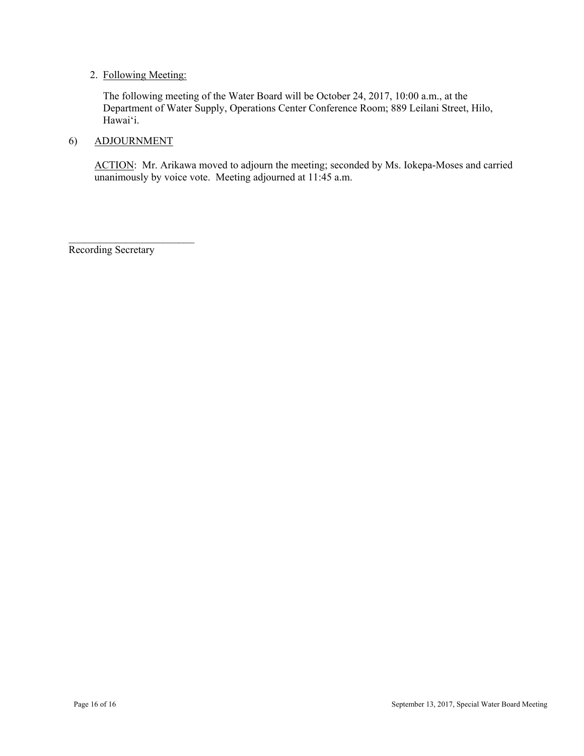2. Following Meeting:

   The following meeting of the Water Board will be October 24, 2017, 10:00 a.m., at the Department of Water Supply, Operations Center Conference Room; 889 Leilani Street, Hilo, Hawaiʻi.

6) ADJOURNMENT

   ACTION: Mr. Arikawa moved to adjourn the meeting; seconded by Ms. Iokepa-Moses and carried unanimously by voice vote. Meeting adjourned at 11:45 a.m.

\_\_\_\_\_\_\_\_\_\_\_\_\_\_\_\_\_\_\_\_\_\_\_\_\_

Recording Secretary